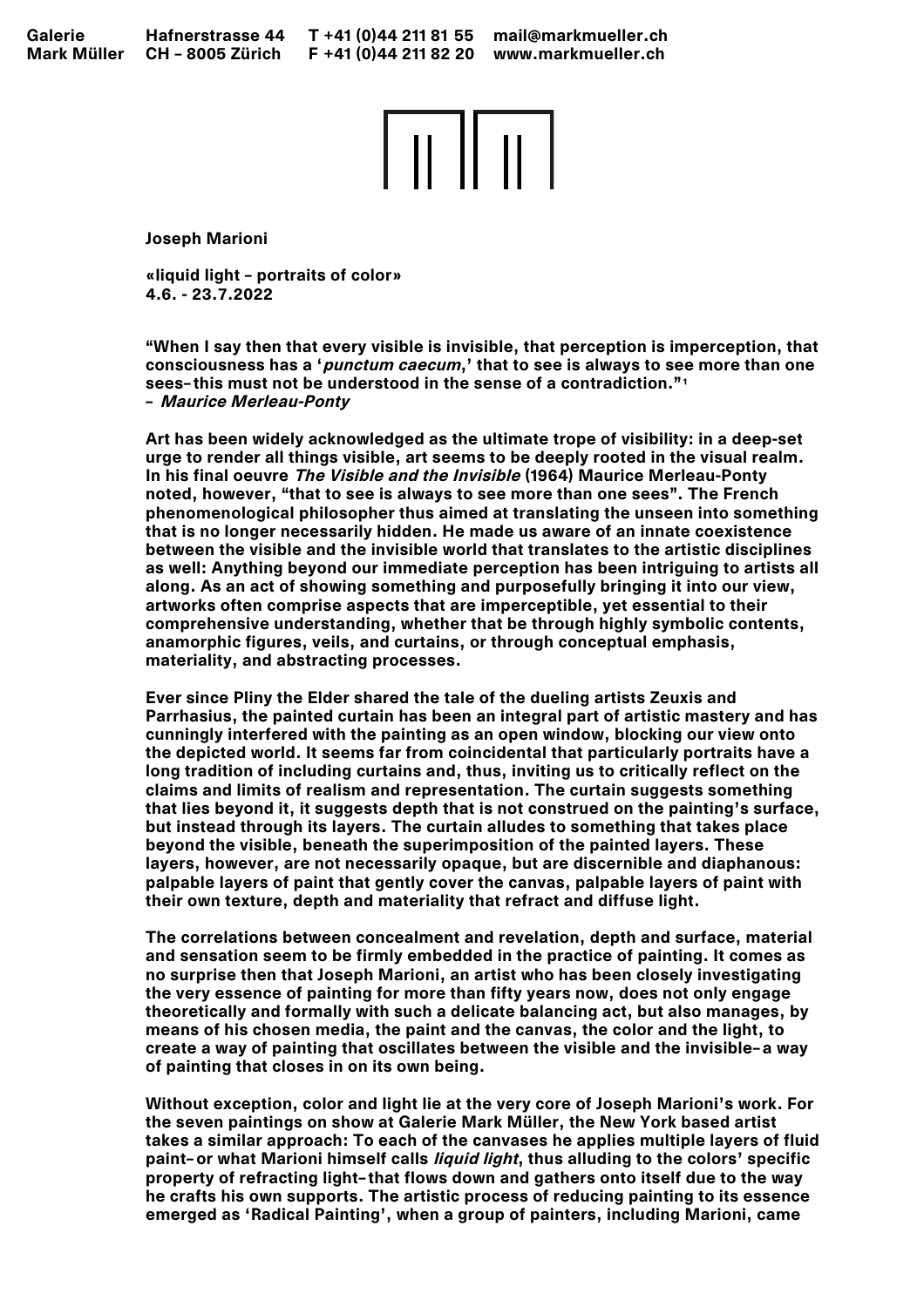Galerie Mark Müller   Hafnerstrasse 44 CH – 8005 Zürich   T +41 (0)44 211 81 55 F +41 (0)44 211 82 20   mail@markmueller.ch www.markmueller.ch

**Joseph Marioni**

**«liquid light – portraits of color»**
**4.6. - 23.7.2022**

**"When I say then that every visible is invisible, that perception is imperception, that consciousness has a '*punctum caecum*,' that to see is always to see more than one sees– this must not be understood in the sense of a contradiction."[1]**
**– *Maurice Merleau-Ponty***

**Art has been widely acknowledged as the ultimate trope of visibility: in a deep-set urge to render all things visible, art seems to be deeply rooted in the visual realm. In his final oeuvre *The Visible and the Invisible* (1964) Maurice Merleau-Ponty noted, however, "that to see is always to see more than one sees". The French phenomenological philosopher thus aimed at translating the unseen into something that is no longer necessarily hidden. He made us aware of an innate coexistence between the visible and the invisible world that translates to the artistic disciplines as well: Anything beyond our immediate perception has been intriguing to artists all along. As an act of showing something and purposefully bringing it into our view, artworks often comprise aspects that are imperceptible, yet essential to their comprehensive understanding, whether that be through highly symbolic contents, anamorphic figures, veils, and curtains, or through conceptual emphasis, materiality, and abstracting processes.**

**Ever since Pliny the Elder shared the tale of the dueling artists Zeuxis and Parrhasius, the painted curtain has been an integral part of artistic mastery and has cunningly interfered with the painting as an open window, blocking our view onto the depicted world. It seems far from coincidental that particularly portraits have a long tradition of including curtains and, thus, inviting us to critically reflect on the claims and limits of realism and representation. The curtain suggests something that lies beyond it, it suggests depth that is not construed on the painting's surface, but instead through its layers. The curtain alludes to something that takes place beyond the visible, beneath the superimposition of the painted layers. These layers, however, are not necessarily opaque, but are discernible and diaphanous: palpable layers of paint that gently cover the canvas, palpable layers of paint with their own texture, depth and materiality that refract and diffuse light.**

**The correlations between concealment and revelation, depth and surface, material and sensation seem to be firmly embedded in the practice of painting. It comes as no surprise then that Joseph Marioni, an artist who has been closely investigating the very essence of painting for more than fifty years now, does not only engage theoretically and formally with such a delicate balancing act, but also manages, by means of his chosen media, the paint and the canvas, the color and the light, to create a way of painting that oscillates between the visible and the invisible– a way of painting that closes in on its own being.**

**Without exception, color and light lie at the very core of Joseph Marioni's work. For the seven paintings on show at Galerie Mark Müller, the New York based artist takes a similar approach: To each of the canvases he applies multiple layers of fluid paint– or what Marioni himself calls *liquid light*, thus alluding to the colors' specific property of refracting light– that flows down and gathers onto itself due to the way he crafts his own supports. The artistic process of reducing painting to its essence emerged as 'Radical Painting', when a group of painters, including Marioni, came**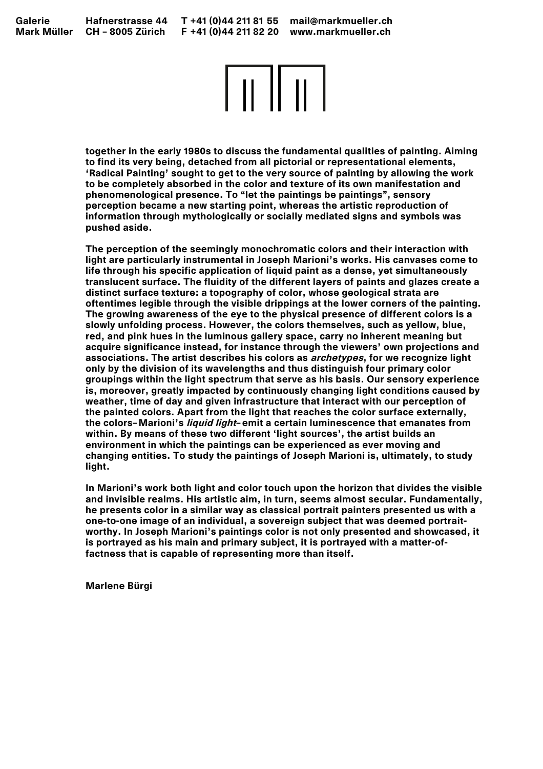together in the early 1980s to discuss the fundamental qualities of painting. Aiming to find its very being, detached from all pictorial or representational elements, 'Radical Painting' sought to get to the very source of painting by allowing the work to be completely absorbed in the color and texture of its own manifestation and phenomenological presence. To "let the paintings be paintings", sensory perception became a new starting point, whereas the artistic reproduction of information through mythologically or socially mediated signs and symbols was pushed aside.

The perception of the seemingly monochromatic colors and their interaction with light are particularly instrumental in Joseph Marioni's works. His canvases come to life through his specific application of liquid paint as a dense, yet simultaneously translucent surface. The fluidity of the different layers of paints and glazes create a distinct surface texture: a topography of color, whose geological strata are oftentimes legible through the visible drippings at the lower corners of the painting. The growing awareness of the eye to the physical presence of different colors is a slowly unfolding process. However, the colors themselves, such as yellow, blue, red, and pink hues in the luminous gallery space, carry no inherent meaning but acquire significance instead, for instance through the viewers' own projections and associations. The artist describes his colors as *archetypes*, for we recognize light only by the division of its wavelengths and thus distinguish four primary color groupings within the light spectrum that serve as his basis. Our sensory experience is, moreover, greatly impacted by continuously changing light conditions caused by weather, time of day and given infrastructure that interact with our perception of the painted colors. Apart from the light that reaches the color surface externally, the colors– Marioni's *liquid light*– emit a certain luminescence that emanates from within. By means of these two different 'light sources', the artist builds an environment in which the paintings can be experienced as ever moving and changing entities. To study the paintings of Joseph Marioni is, ultimately, to study light.

In Marioni's work both light and color touch upon the horizon that divides the visible and invisible realms. His artistic aim, in turn, seems almost secular. Fundamentally, he presents color in a similar way as classical portrait painters presented us with a one-to-one image of an individual, a sovereign subject that was deemed portrait-worthy. In Joseph Marioni's paintings color is not only presented and showcased, it is portrayed as his main and primary subject, it is portrayed with a matter-of-factness that is capable of representing more than itself.

Marlene Bürgi